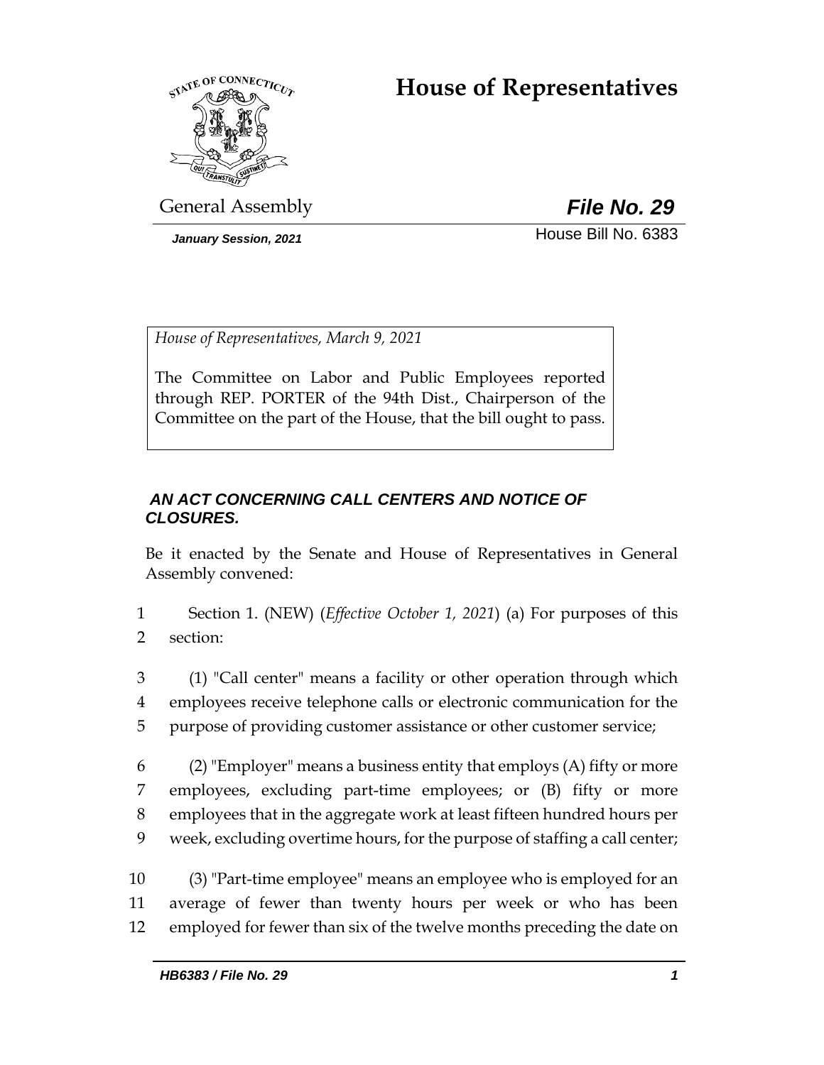# House of Representatives

General Assembly

***File No. 29***

*January Session, 2021*

House Bill No. 6383

*House of Representatives, March 9, 2021*

The Committee on Labor and Public Employees reported through REP. PORTER of the 94th Dist., Chairperson of the Committee on the part of the House, that the bill ought to pass.

***AN ACT CONCERNING CALL CENTERS AND NOTICE OF CLOSURES.***

Be it enacted by the Senate and House of Representatives in General Assembly convened:

1 Section 1. (NEW) (*Effective October 1, 2021*) (a) For purposes of this
2 section:

3 (1) "Call center" means a facility or other operation through which
4 employees receive telephone calls or electronic communication for the
5 purpose of providing customer assistance or other customer service;

6 (2) "Employer" means a business entity that employs (A) fifty or more
7 employees, excluding part-time employees; or (B) fifty or more
8 employees that in the aggregate work at least fifteen hundred hours per
9 week, excluding overtime hours, for the purpose of staffing a call center;

10 (3) "Part-time employee" means an employee who is employed for an
11 average of fewer than twenty hours per week or who has been
12 employed for fewer than six of the twelve months preceding the date on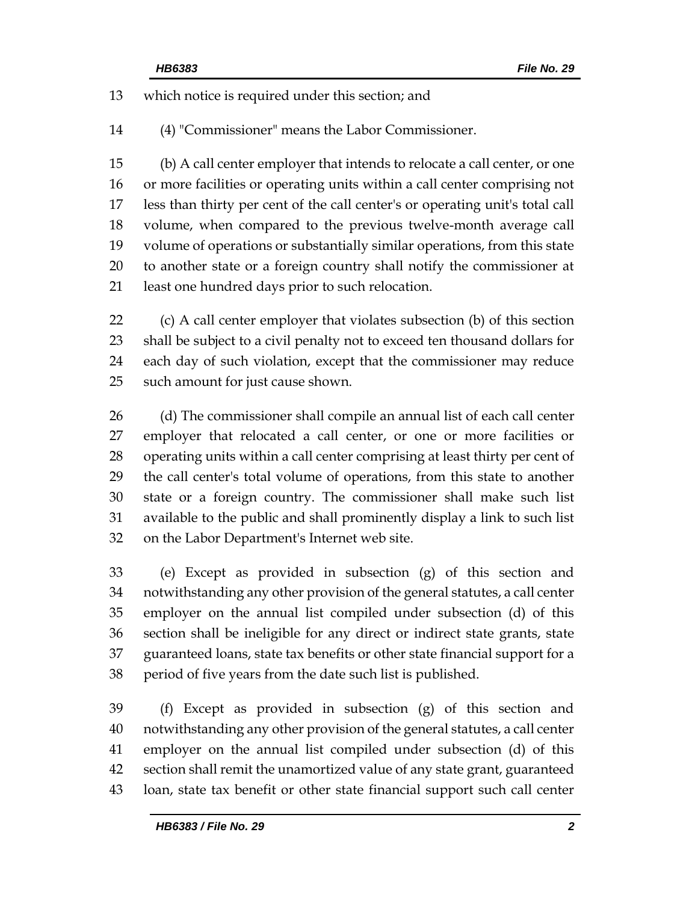which notice is required under this section; and

(4) "Commissioner" means the Labor Commissioner.

(b) A call center employer that intends to relocate a call center, or one or more facilities or operating units within a call center comprising not less than thirty per cent of the call center's or operating unit's total call volume, when compared to the previous twelve-month average call volume of operations or substantially similar operations, from this state to another state or a foreign country shall notify the commissioner at least one hundred days prior to such relocation.

(c) A call center employer that violates subsection (b) of this section shall be subject to a civil penalty not to exceed ten thousand dollars for each day of such violation, except that the commissioner may reduce such amount for just cause shown.

(d) The commissioner shall compile an annual list of each call center employer that relocated a call center, or one or more facilities or operating units within a call center comprising at least thirty per cent of the call center's total volume of operations, from this state to another state or a foreign country. The commissioner shall make such list available to the public and shall prominently display a link to such list on the Labor Department's Internet web site.

(e) Except as provided in subsection (g) of this section and notwithstanding any other provision of the general statutes, a call center employer on the annual list compiled under subsection (d) of this section shall be ineligible for any direct or indirect state grants, state guaranteed loans, state tax benefits or other state financial support for a period of five years from the date such list is published.

(f) Except as provided in subsection (g) of this section and notwithstanding any other provision of the general statutes, a call center employer on the annual list compiled under subsection (d) of this section shall remit the unamortized value of any state grant, guaranteed loan, state tax benefit or other state financial support such call center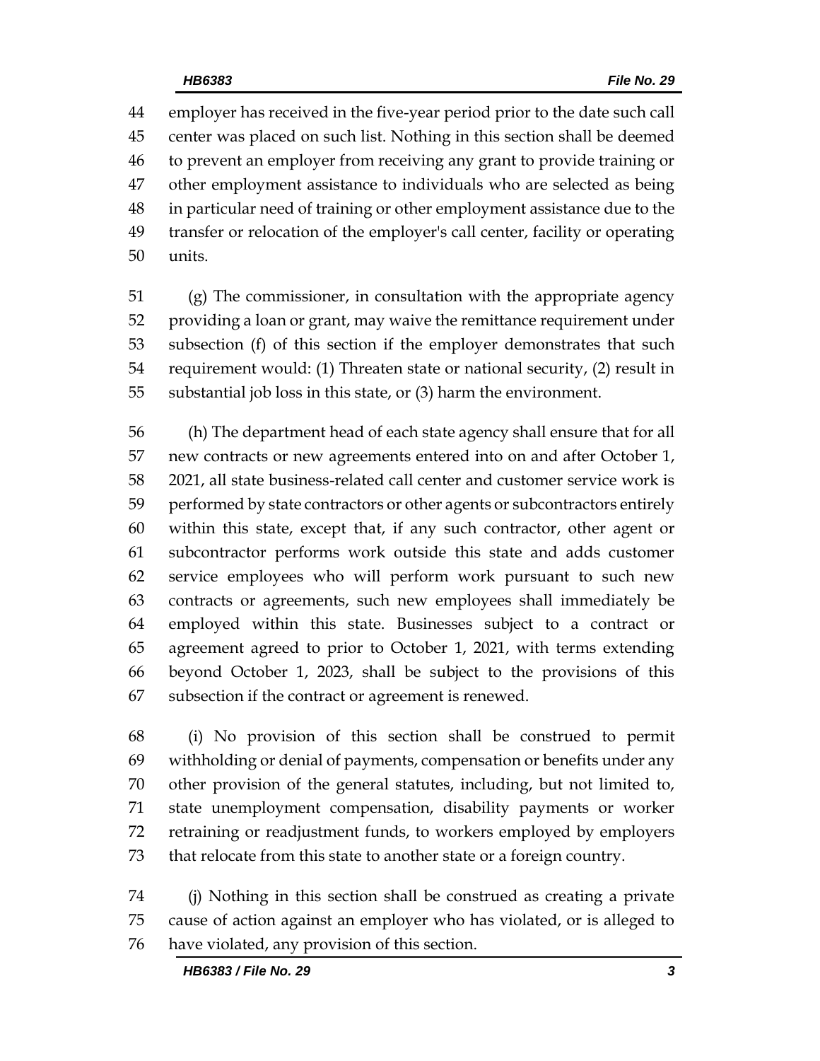employer has received in the five-year period prior to the date such call center was placed on such list. Nothing in this section shall be deemed to prevent an employer from receiving any grant to provide training or other employment assistance to individuals who are selected as being in particular need of training or other employment assistance due to the transfer or relocation of the employer's call center, facility or operating units.

(g) The commissioner, in consultation with the appropriate agency providing a loan or grant, may waive the remittance requirement under subsection (f) of this section if the employer demonstrates that such requirement would: (1) Threaten state or national security, (2) result in substantial job loss in this state, or (3) harm the environment.

(h) The department head of each state agency shall ensure that for all new contracts or new agreements entered into on and after October 1, 2021, all state business-related call center and customer service work is performed by state contractors or other agents or subcontractors entirely within this state, except that, if any such contractor, other agent or subcontractor performs work outside this state and adds customer service employees who will perform work pursuant to such new contracts or agreements, such new employees shall immediately be employed within this state. Businesses subject to a contract or agreement agreed to prior to October 1, 2021, with terms extending beyond October 1, 2023, shall be subject to the provisions of this subsection if the contract or agreement is renewed.

(i) No provision of this section shall be construed to permit withholding or denial of payments, compensation or benefits under any other provision of the general statutes, including, but not limited to, state unemployment compensation, disability payments or worker retraining or readjustment funds, to workers employed by employers that relocate from this state to another state or a foreign country.

(j) Nothing in this section shall be construed as creating a private cause of action against an employer who has violated, or is alleged to have violated, any provision of this section.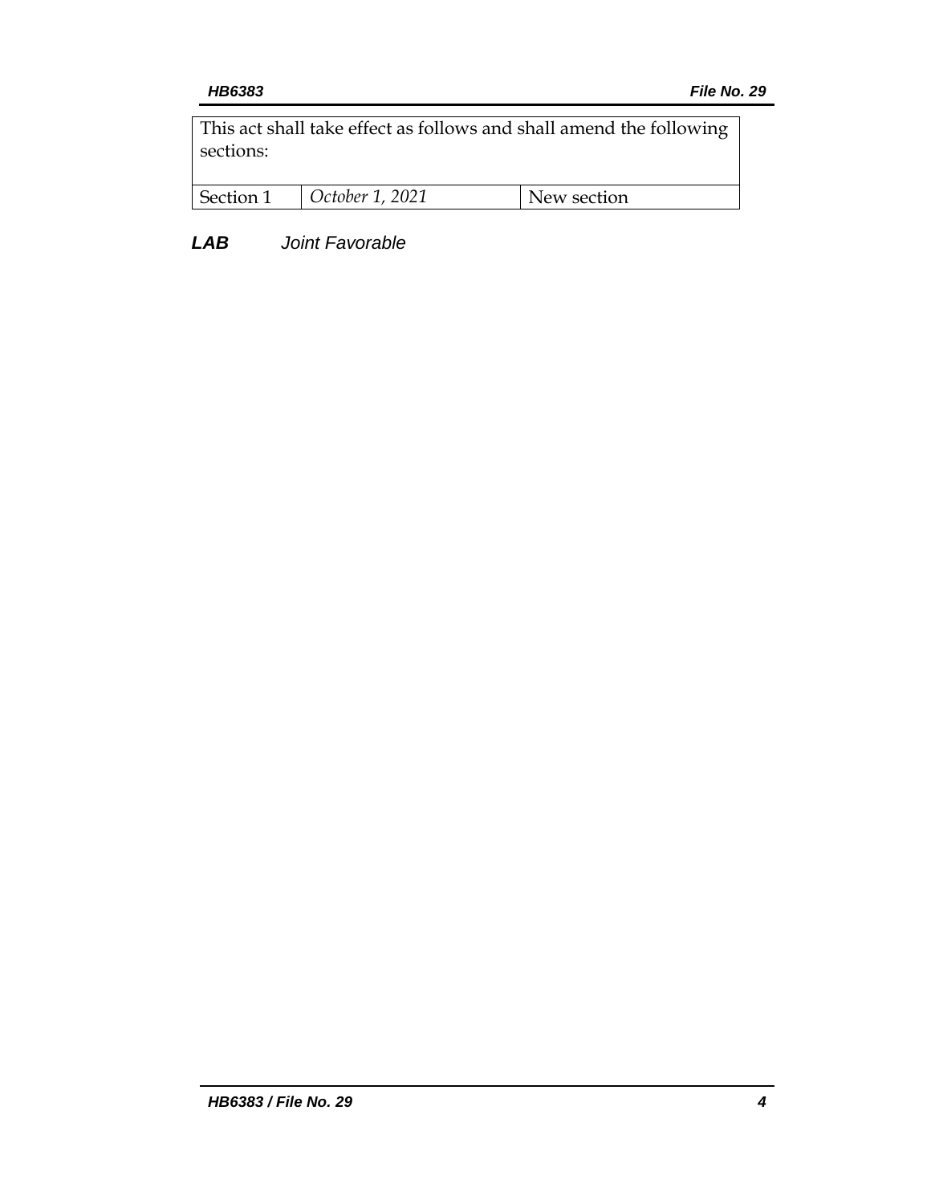| This act shall take effect as follows and shall amend the following sections: | | |
|---|---|---|
| Section 1 | *October 1, 2021* | New section |

***LAB*** *Joint Favorable*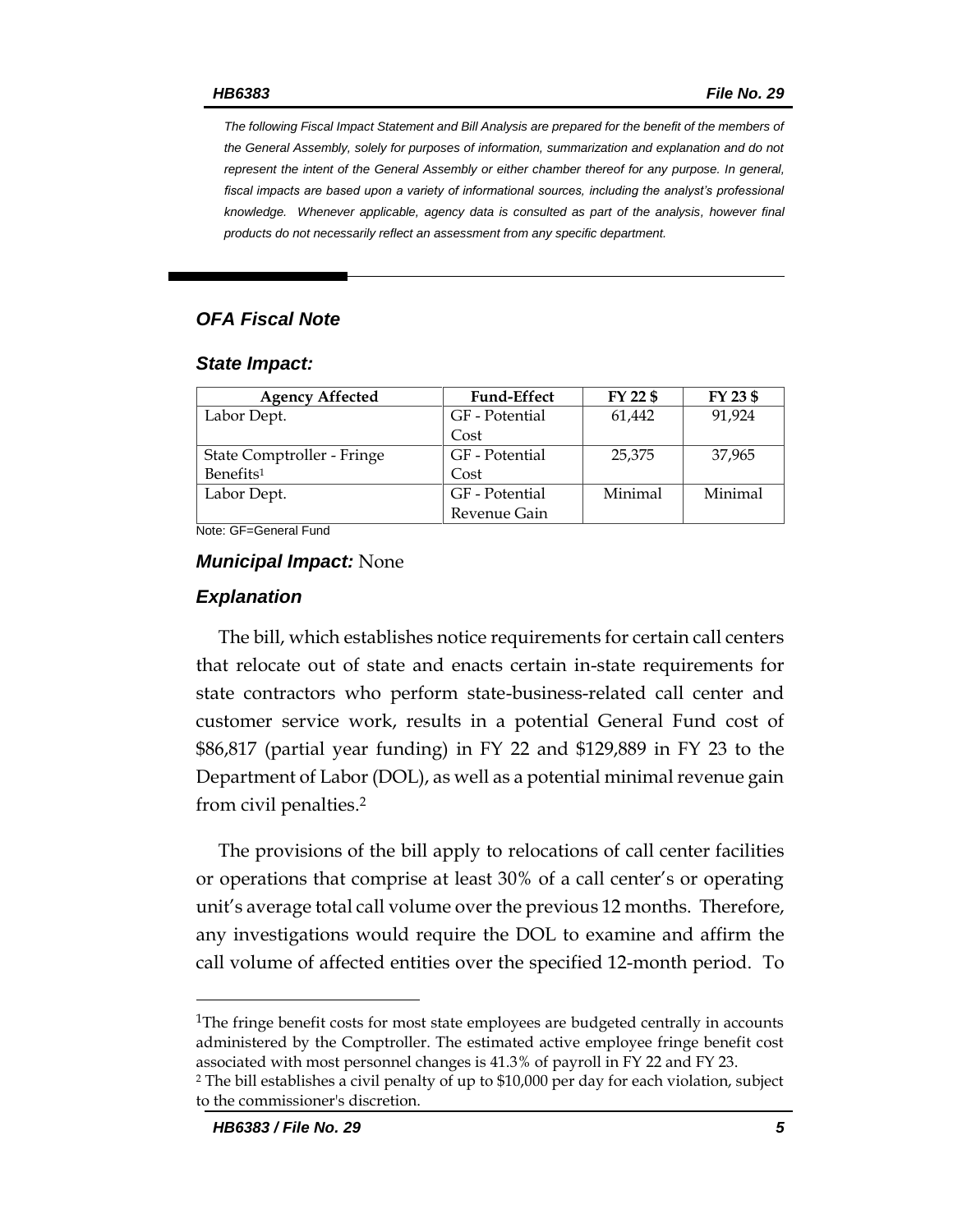*The following Fiscal Impact Statement and Bill Analysis are prepared for the benefit of the members of the General Assembly, solely for purposes of information, summarization and explanation and do not represent the intent of the General Assembly or either chamber thereof for any purpose. In general, fiscal impacts are based upon a variety of informational sources, including the analyst's professional knowledge. Whenever applicable, agency data is consulted as part of the analysis, however final products do not necessarily reflect an assessment from any specific department.*

## *OFA Fiscal Note*

### *State Impact:*

| Agency Affected | Fund-Effect | FY 22 $ | FY 23 $ |
|---|---|---|---|
| Labor Dept. | GF - Potential Cost | 61,442 | 91,924 |
| State Comptroller - Fringe Benefits[1] | GF - Potential Cost | 25,375 | 37,965 |
| Labor Dept. | GF - Potential Revenue Gain | Minimal | Minimal |

Note: GF=General Fund

### ***Municipal Impact:*** None

### *Explanation*

The bill, which establishes notice requirements for certain call centers that relocate out of state and enacts certain in-state requirements for state contractors who perform state-business-related call center and customer service work, results in a potential General Fund cost of $86,817 (partial year funding) in FY 22 and $129,889 in FY 23 to the Department of Labor (DOL), as well as a potential minimal revenue gain from civil penalties.[2]

The provisions of the bill apply to relocations of call center facilities or operations that comprise at least 30% of a call center's or operating unit's average total call volume over the previous 12 months. Therefore, any investigations would require the DOL to examine and affirm the call volume of affected entities over the specified 12-month period. To

[1]The fringe benefit costs for most state employees are budgeted centrally in accounts administered by the Comptroller. The estimated active employee fringe benefit cost associated with most personnel changes is 41.3% of payroll in FY 22 and FY 23.

[2] The bill establishes a civil penalty of up to $10,000 per day for each violation, subject to the commissioner's discretion.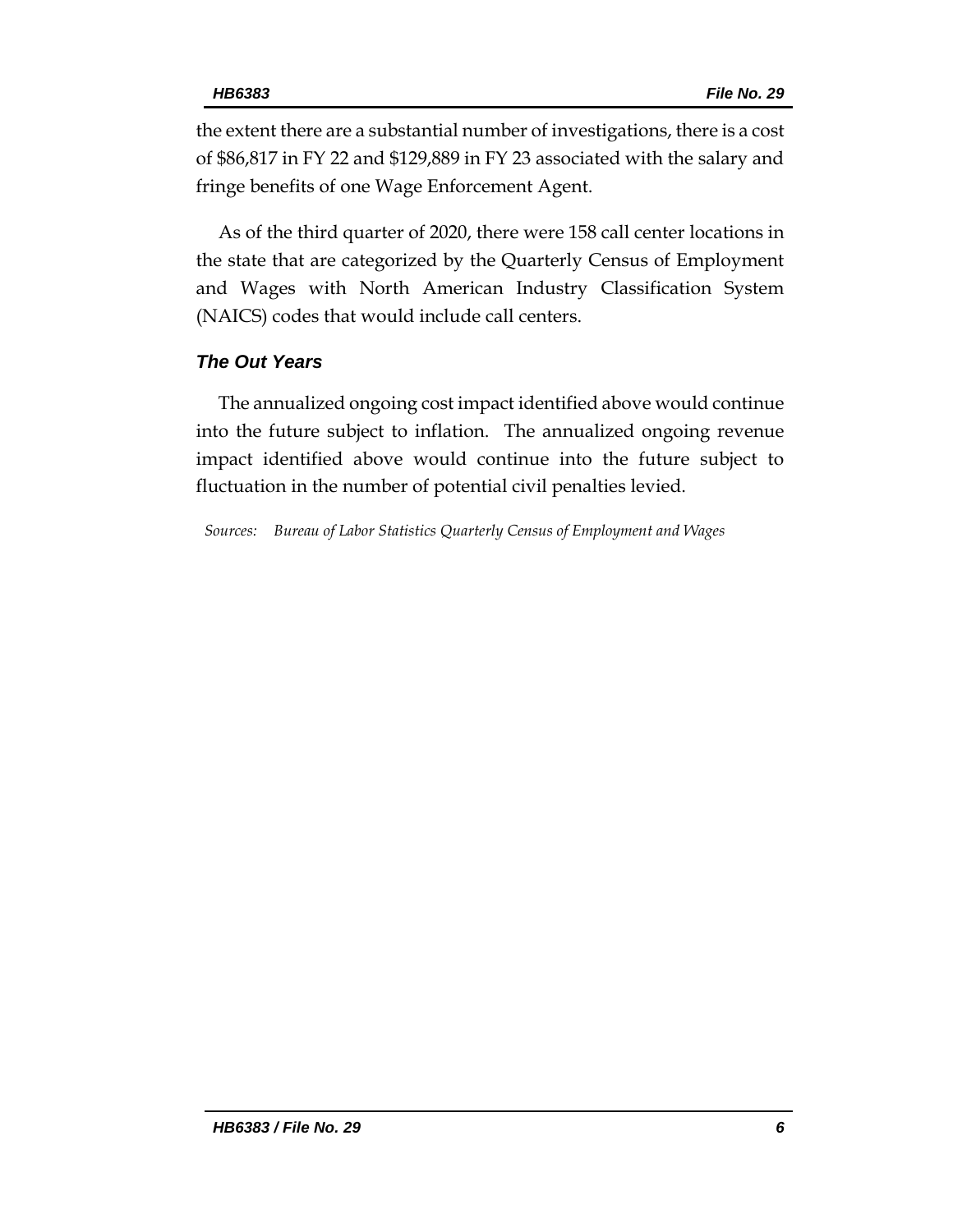the extent there are a substantial number of investigations, there is a cost of $86,817 in FY 22 and $129,889 in FY 23 associated with the salary and fringe benefits of one Wage Enforcement Agent.

As of the third quarter of 2020, there were 158 call center locations in the state that are categorized by the Quarterly Census of Employment and Wages with North American Industry Classification System (NAICS) codes that would include call centers.

### *The Out Years*

The annualized ongoing cost impact identified above would continue into the future subject to inflation. The annualized ongoing revenue impact identified above would continue into the future subject to fluctuation in the number of potential civil penalties levied.

*Sources: Bureau of Labor Statistics Quarterly Census of Employment and Wages*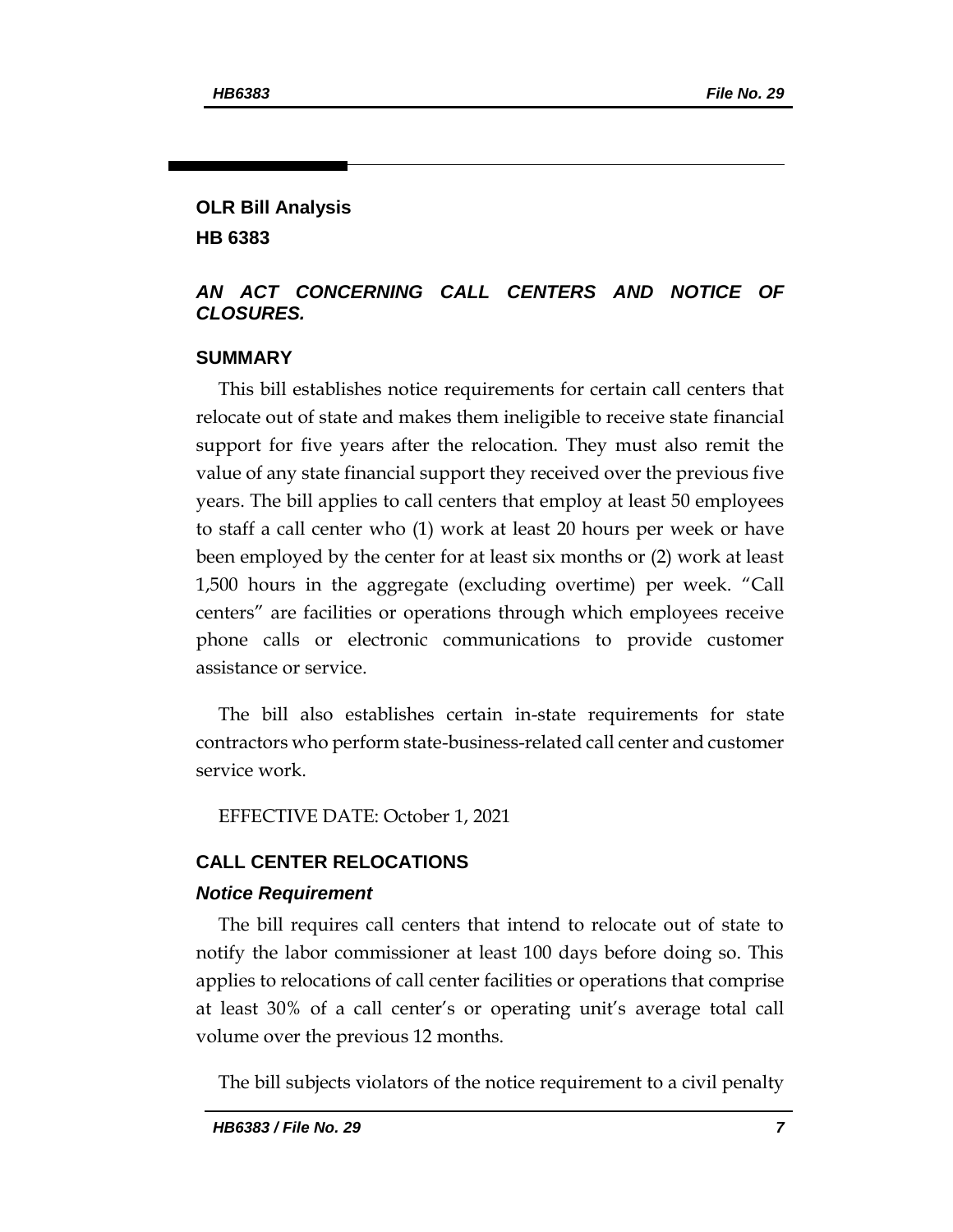## OLR Bill Analysis

## HB 6383

### *AN ACT CONCERNING CALL CENTERS AND NOTICE OF CLOSURES.*

### SUMMARY

This bill establishes notice requirements for certain call centers that relocate out of state and makes them ineligible to receive state financial support for five years after the relocation. They must also remit the value of any state financial support they received over the previous five years. The bill applies to call centers that employ at least 50 employees to staff a call center who (1) work at least 20 hours per week or have been employed by the center for at least six months or (2) work at least 1,500 hours in the aggregate (excluding overtime) per week. "Call centers" are facilities or operations through which employees receive phone calls or electronic communications to provide customer assistance or service.

The bill also establishes certain in-state requirements for state contractors who perform state-business-related call center and customer service work.

EFFECTIVE DATE: October 1, 2021

### CALL CENTER RELOCATIONS

#### *Notice Requirement*

The bill requires call centers that intend to relocate out of state to notify the labor commissioner at least 100 days before doing so. This applies to relocations of call center facilities or operations that comprise at least 30% of a call center's or operating unit's average total call volume over the previous 12 months.

The bill subjects violators of the notice requirement to a civil penalty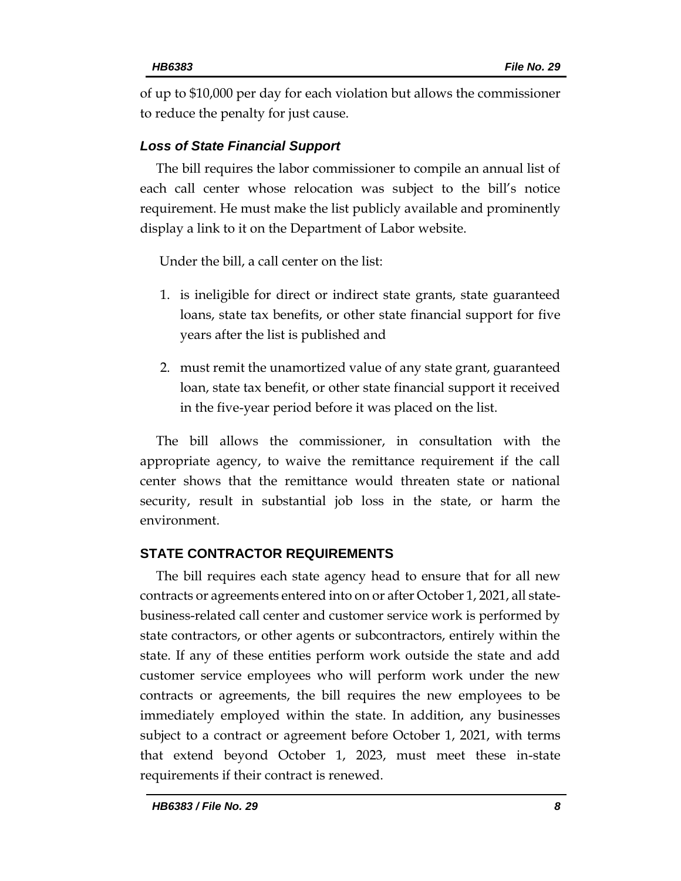of up to $10,000 per day for each violation but allows the commissioner to reduce the penalty for just cause.

### *Loss of State Financial Support*

The bill requires the labor commissioner to compile an annual list of each call center whose relocation was subject to the bill's notice requirement. He must make the list publicly available and prominently display a link to it on the Department of Labor website.

Under the bill, a call center on the list:

1. is ineligible for direct or indirect state grants, state guaranteed loans, state tax benefits, or other state financial support for five years after the list is published and
2. must remit the unamortized value of any state grant, guaranteed loan, state tax benefit, or other state financial support it received in the five-year period before it was placed on the list.

The bill allows the commissioner, in consultation with the appropriate agency, to waive the remittance requirement if the call center shows that the remittance would threaten state or national security, result in substantial job loss in the state, or harm the environment.

## STATE CONTRACTOR REQUIREMENTS

The bill requires each state agency head to ensure that for all new contracts or agreements entered into on or after October 1, 2021, all state-business-related call center and customer service work is performed by state contractors, or other agents or subcontractors, entirely within the state. If any of these entities perform work outside the state and add customer service employees who will perform work under the new contracts or agreements, the bill requires the new employees to be immediately employed within the state. In addition, any businesses subject to a contract or agreement before October 1, 2021, with terms that extend beyond October 1, 2023, must meet these in-state requirements if their contract is renewed.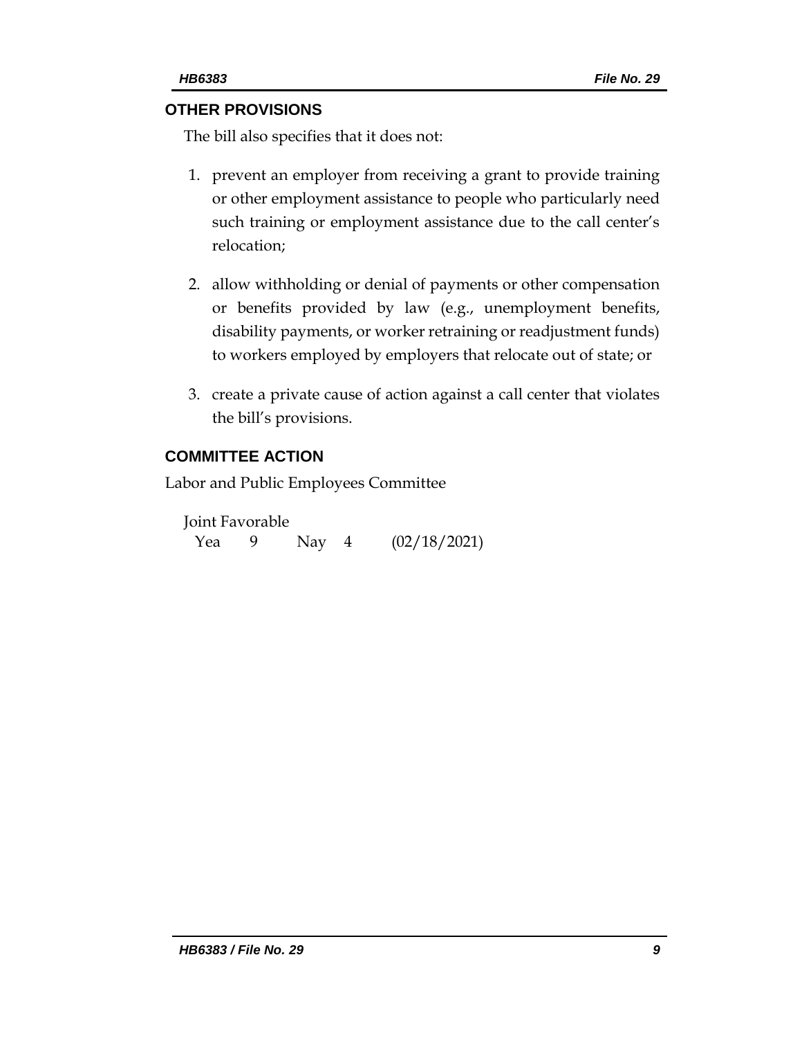## OTHER PROVISIONS

The bill also specifies that it does not:

1. prevent an employer from receiving a grant to provide training or other employment assistance to people who particularly need such training or employment assistance due to the call center's relocation;
2. allow withholding or denial of payments or other compensation or benefits provided by law (e.g., unemployment benefits, disability payments, or worker retraining or readjustment funds) to workers employed by employers that relocate out of state; or
3. create a private cause of action against a call center that violates the bill's provisions.

## COMMITTEE ACTION

Labor and Public Employees Committee

Joint Favorable
Yea 9 Nay 4 (02/18/2021)